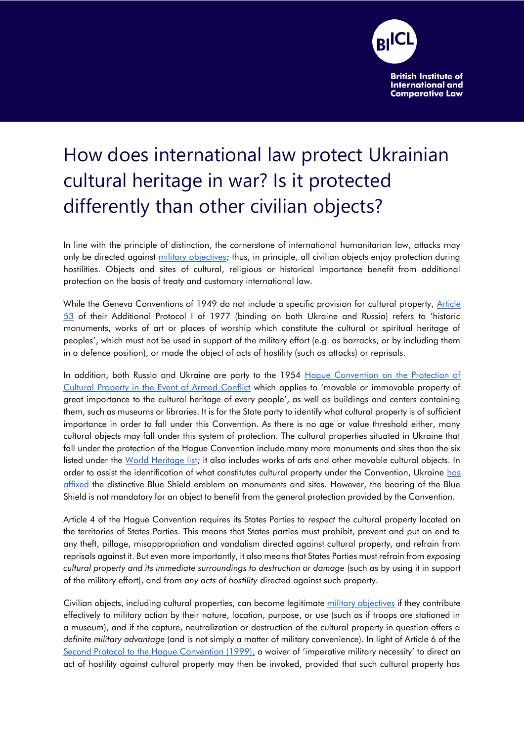# How does international law protect Ukrainian cultural heritage in war? Is it protected differently than other civilian objects?

In line with the principle of distinction, the cornerstone of international humanitarian law, attacks may only be directed against military objectives; thus, in principle, all civilian objects enjoy protection during hostilities. Objects and sites of cultural, religious or historical importance benefit from additional protection on the basis of treaty and customary international law.

While the Geneva Conventions of 1949 do not include a specific provision for cultural property, Article 53 of their Additional Protocol I of 1977 (binding on both Ukraine and Russia) refers to 'historic monuments, works of art or places of worship which constitute the cultural or spiritual heritage of peoples', which must not be used in support of the military effort (e.g. as barracks, or by including them in a defence position), or made the object of acts of hostility (such as attacks) or reprisals.

In addition, both Russia and Ukraine are party to the 1954 Hague Convention on the Protection of Cultural Property in the Event of Armed Conflict which applies to 'movable or immovable property of great importance to the cultural heritage of every people', as well as buildings and centers containing them, such as museums or libraries. It is for the State party to identify what cultural property is of sufficient importance in order to fall under this Convention. As there is no age or value threshold either, many cultural objects may fall under this system of protection. The cultural properties situated in Ukraine that fall under the protection of the Hague Convention include many more monuments and sites than the six listed under the World Heritage list; it also includes works of arts and other movable cultural objects. In order to assist the identification of what constitutes cultural property under the Convention, Ukraine has affixed the distinctive Blue Shield emblem on monuments and sites. However, the bearing of the Blue Shield is not mandatory for an object to benefit from the general protection provided by the Convention.

Article 4 of the Hague Convention requires its States Parties to *respect* the cultural property located on the territories of States Parties. This means that States parties must prohibit, prevent and put an end to any theft, pillage, misappropriation and vandalism directed against cultural property, and refrain from reprisals against it. But even more importantly, it also means that States Parties must refrain from *exposing cultural property and its immediate surroundings to destruction or damage* (such as by using it in support of the military effort), and from *any acts of hostility* directed against such property.

Civilian objects, including cultural properties, can become legitimate military objectives if they contribute effectively to military action by their nature, location, purpose, or use (such as if troops are stationed in a museum), *and* if the capture, neutralization or destruction of the cultural property in question offers a *definite military advantage* (and is not simply a matter of military convenience). In light of Article 6 of the Second Protocol to the Hague Convention (1999), a waiver of 'imperative military necessity' to direct an act of hostility against cultural property may then be invoked, provided that such cultural property has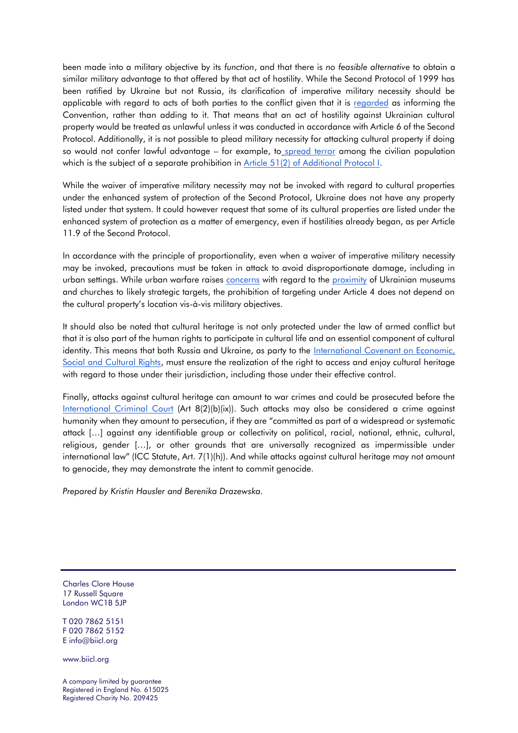been made into a military objective by its *function*, and that there is *no feasible alternative* to obtain a similar military advantage to that offered by that act of hostility. While the Second Protocol of 1999 has been ratified by Ukraine but not Russia, its clarification of imperative military necessity should be applicable with regard to acts of both parties to the conflict given that it is regarded as informing the Convention, rather than adding to it. That means that an act of hostility against Ukrainian cultural property would be treated as unlawful unless it was conducted in accordance with Article 6 of the Second Protocol. Additionally, it is not possible to plead military necessity for attacking cultural property if doing so would not confer lawful advantage – for example, to spread terror among the civilian population which is the subject of a separate prohibition in Article 51(2) of Additional Protocol I.

While the waiver of imperative military necessity may not be invoked with regard to cultural properties under the enhanced system of protection of the Second Protocol, Ukraine does not have any property listed under that system. It could however request that some of its cultural properties are listed under the enhanced system of protection as a matter of emergency, even if hostilities already began, as per Article 11.9 of the Second Protocol.

In accordance with the principle of proportionality, even when a waiver of imperative military necessity may be invoked, precautions must be taken in attack to avoid disproportionate damage, including in urban settings. While urban warfare raises concerns with regard to the proximity of Ukrainian museums and churches to likely strategic targets, the prohibition of targeting under Article 4 does not depend on the cultural property's location vis-à-vis military objectives.

It should also be noted that cultural heritage is not only protected under the law of armed conflict but that it is also part of the human rights to participate in cultural life and an essential component of cultural identity. This means that both Russia and Ukraine, as party to the International Covenant on Economic, Social and Cultural Rights, must ensure the realization of the right to access and enjoy cultural heritage with regard to those under their jurisdiction, including those under their effective control.

Finally, attacks against cultural heritage can amount to war crimes and could be prosecuted before the International Criminal Court (Art 8(2)(b)(ix)). Such attacks may also be considered a crime against humanity when they amount to persecution, if they are "committed as part of a widespread or systematic attack […] against any identifiable group or collectivity on political, racial, national, ethnic, cultural, religious, gender […], or other grounds that are universally recognized as impermissible under international law" (ICC Statute, Art. 7(1)(h)). And while attacks against cultural heritage may not amount to genocide, they may demonstrate the intent to commit genocide.

*Prepared by Kristin Hausler and Berenika Drazewska.*

Charles Clore House
17 Russell Square
London WC1B 5JP

T 020 7862 5151
F 020 7862 5152
E info@biicl.org

www.biicl.org

A company limited by guarantee
Registered in England No. 615025
Registered Charity No. 209425